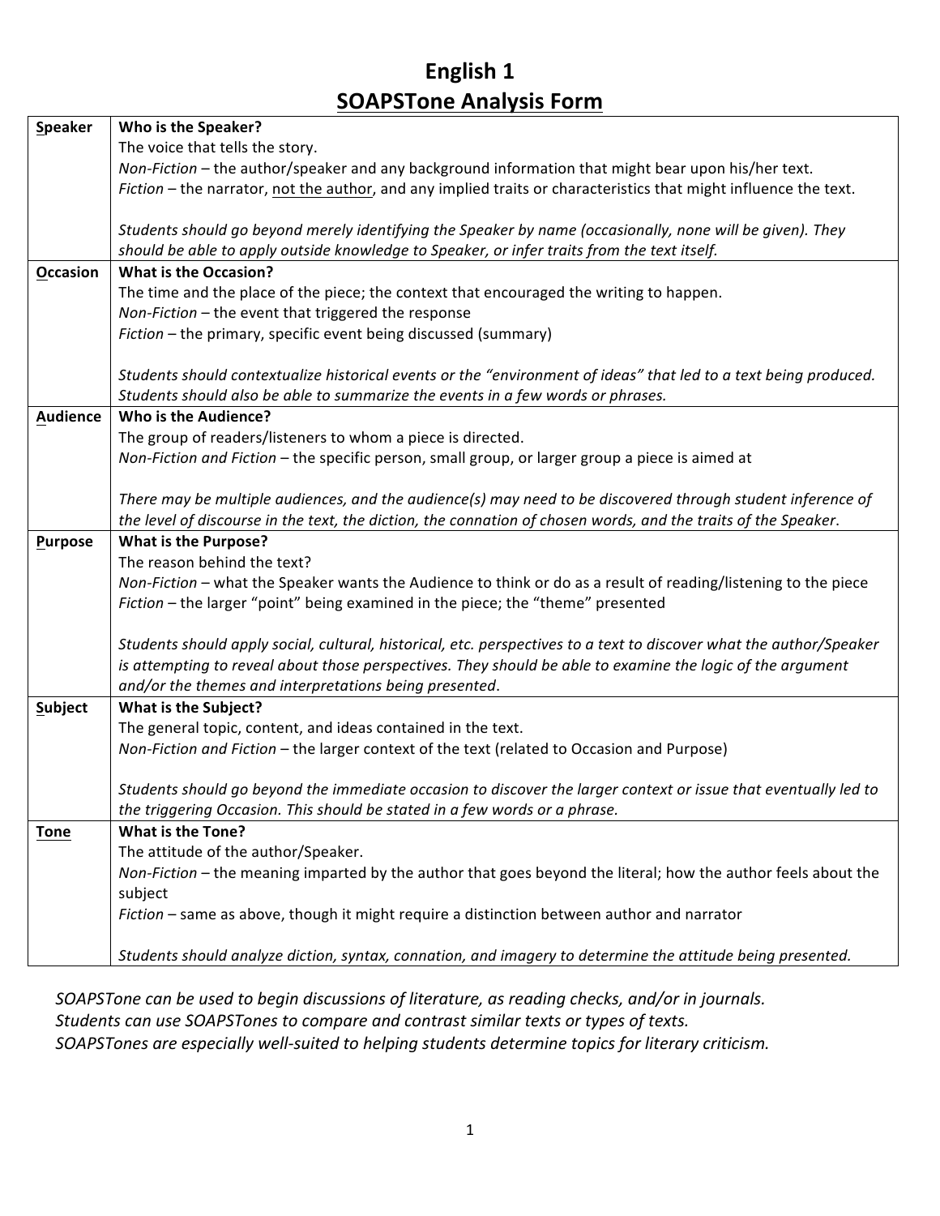# English 1
## SOAPSTone Analysis Form

| | |
|---|---|
| **<u>S</u>peaker** | **Who is the Speaker?**<br>The voice that tells the story.<br>*Non-Fiction* – the author/speaker and any background information that might bear upon his/her text.<br>*Fiction* – the narrator, <u>not the author</u>, and any implied traits or characteristics that might influence the text.<br><br>*Students should go beyond merely identifying the Speaker by name (occasionally, none will be given). They should be able to apply outside knowledge to Speaker, or infer traits from the text itself.* |
| **<u>O</u>ccasion** | **What is the Occasion?**<br>The time and the place of the piece; the context that encouraged the writing to happen.<br>*Non-Fiction* – the event that triggered the response<br>*Fiction* – the primary, specific event being discussed (summary)<br><br>*Students should contextualize historical events or the "environment of ideas" that led to a text being produced. Students should also be able to summarize the events in a few words or phrases.* |
| **<u>A</u>udience** | **Who is the Audience?**<br>The group of readers/listeners to whom a piece is directed.<br>*Non-Fiction and Fiction* – the specific person, small group, or larger group a piece is aimed at<br><br>*There may be multiple audiences, and the audience(s) may need to be discovered through student inference of the level of discourse in the text, the diction, the connation of chosen words, and the traits of the Speaker*. |
| **<u>P</u>urpose** | **What is the Purpose?**<br>The reason behind the text?<br>*Non-Fiction* – what the Speaker wants the Audience to think or do as a result of reading/listening to the piece<br>*Fiction* – the larger "point" being examined in the piece; the "theme" presented<br><br>*Students should apply social, cultural, historical, etc. perspectives to a text to discover what the author/Speaker is attempting to reveal about those perspectives. They should be able to examine the logic of the argument and/or the themes and interpretations being presented*. |
| **<u>S</u>ubject** | **What is the Subject?**<br>The general topic, content, and ideas contained in the text.<br>*Non-Fiction and Fiction* – the larger context of the text (related to Occasion and Purpose)<br><br>*Students should go beyond the immediate occasion to discover the larger context or issue that eventually led to the triggering Occasion. This should be stated in a few words or a phrase.* |
| **<u>Tone</u>** | **What is the Tone?**<br>The attitude of the author/Speaker.<br>*Non-Fiction* – the meaning imparted by the author that goes beyond the literal; how the author feels about the subject<br>*Fiction* – same as above, though it might require a distinction between author and narrator<br><br>*Students should analyze diction, syntax, connation, and imagery to determine the attitude being presented.* |

*SOAPSTone can be used to begin discussions of literature, as reading checks, and/or in journals.*
*Students can use SOAPSTones to compare and contrast similar texts or types of texts.*
*SOAPSTones are especially well-suited to helping students determine topics for literary criticism.*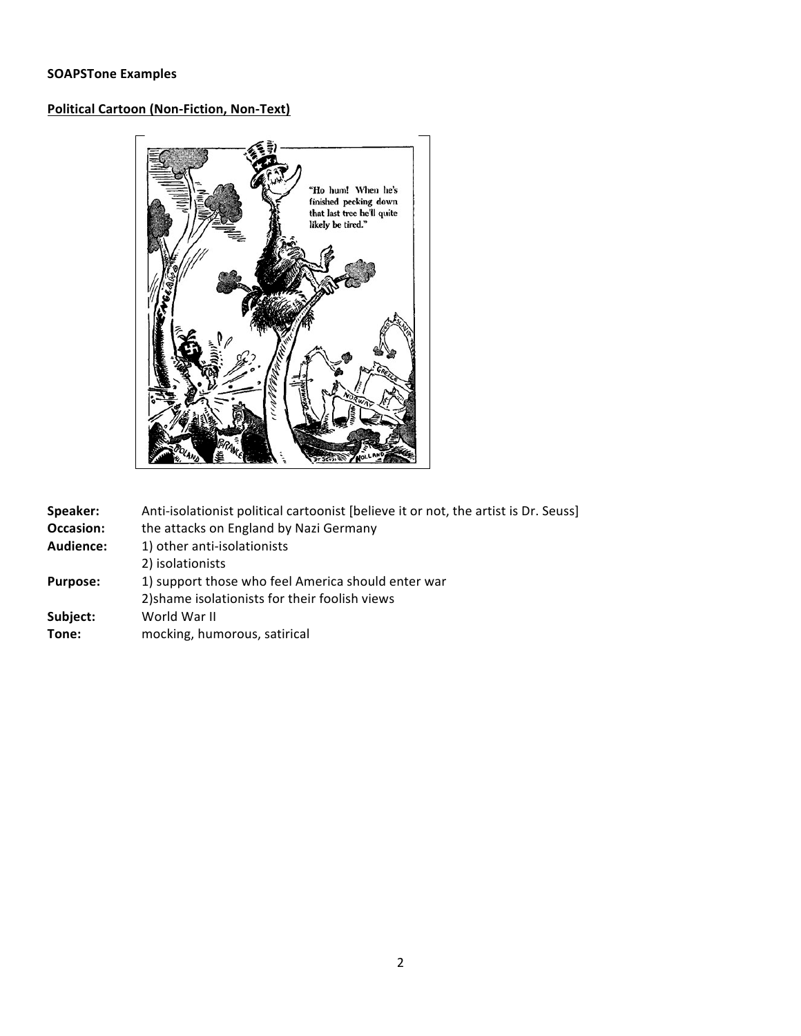**SOAPSTone Examples**

**Political Cartoon (Non-Fiction, Non-Text)**

**Speaker:** Anti-isolationist political cartoonist [believe it or not, the artist is Dr. Seuss]

**Occasion:** the attacks on England by Nazi Germany

**Audience:** 1) other anti-isolationists
2) isolationists

**Purpose:** 1) support those who feel America should enter war
2)shame isolationists for their foolish views

**Subject:** World War II

**Tone:** mocking, humorous, satirical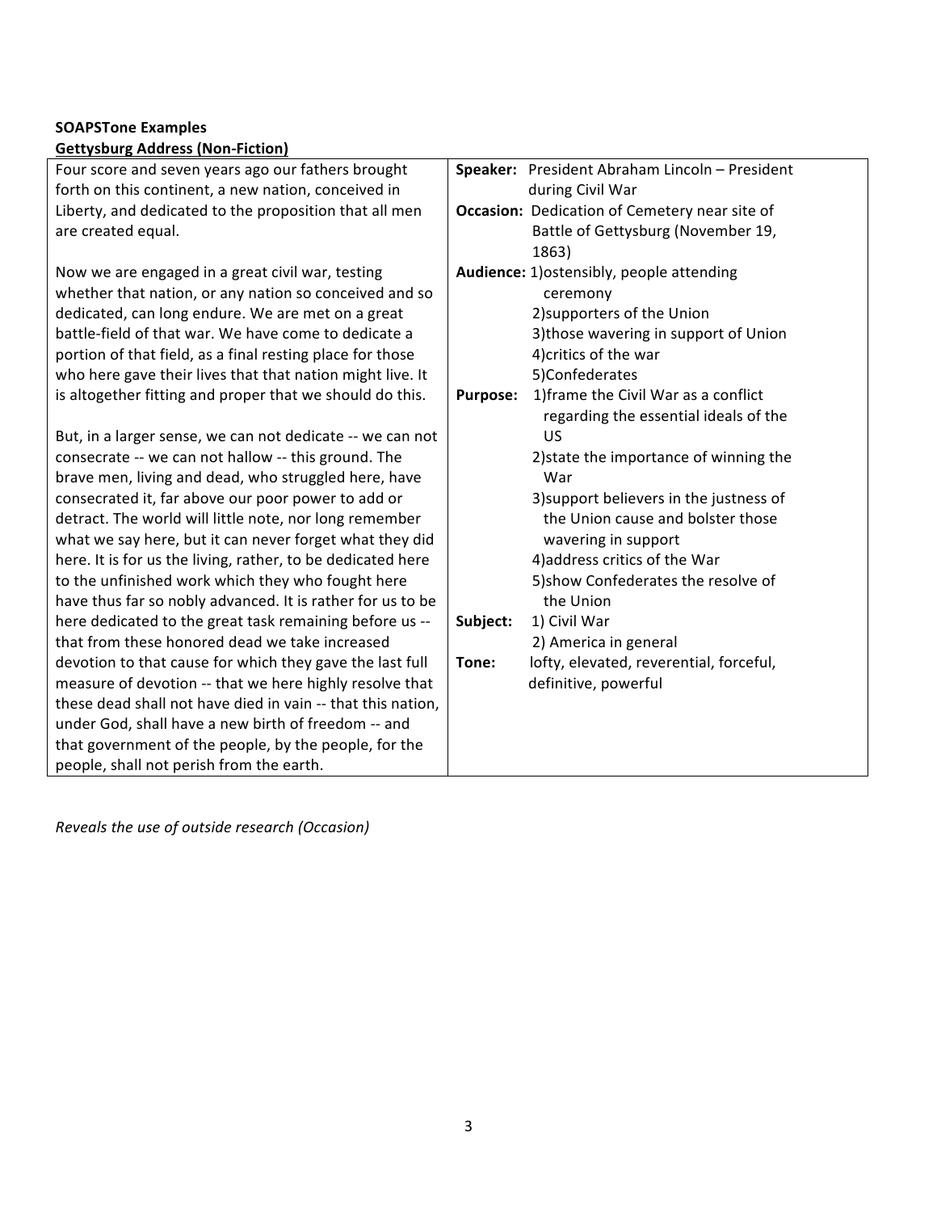**SOAPSTone Examples**

**Gettysburg Address (Non-Fiction)**

| Text | Analysis |
|---|---|
| Four score and seven years ago our fathers brought forth on this continent, a new nation, conceived in Liberty, and dedicated to the proposition that all men are created equal.<br><br>Now we are engaged in a great civil war, testing whether that nation, or any nation so conceived and so dedicated, can long endure. We are met on a great battle-field of that war. We have come to dedicate a portion of that field, as a final resting place for those who here gave their lives that that nation might live. It is altogether fitting and proper that we should do this.<br><br>But, in a larger sense, we can not dedicate -- we can not consecrate -- we can not hallow -- this ground. The brave men, living and dead, who struggled here, have consecrated it, far above our poor power to add or detract. The world will little note, nor long remember what we say here, but it can never forget what they did here. It is for us the living, rather, to be dedicated here to the unfinished work which they who fought here have thus far so nobly advanced. It is rather for us to be here dedicated to the great task remaining before us -- that from these honored dead we take increased devotion to that cause for which they gave the last full measure of devotion -- that we here highly resolve that these dead shall not have died in vain -- that this nation, under God, shall have a new birth of freedom -- and that government of the people, by the people, for the people, shall not perish from the earth. | **Speaker:** President Abraham Lincoln – President during Civil War<br>**Occasion:** Dedication of Cemetery near site of Battle of Gettysburg (November 19, 1863)<br>**Audience:** 1)ostensibly, people attending ceremony<br>2)supporters of the Union<br>3)those wavering in support of Union<br>4)critics of the war<br>5)Confederates<br>**Purpose:** 1)frame the Civil War as a conflict regarding the essential ideals of the US<br>2)state the importance of winning the War<br>3)support believers in the justness of the Union cause and bolster those wavering in support<br>4)address critics of the War<br>5)show Confederates the resolve of the Union<br>**Subject:** 1) Civil War<br>2) America in general<br>**Tone:** lofty, elevated, reverential, forceful, definitive, powerful |

*Reveals the use of outside research (Occasion)*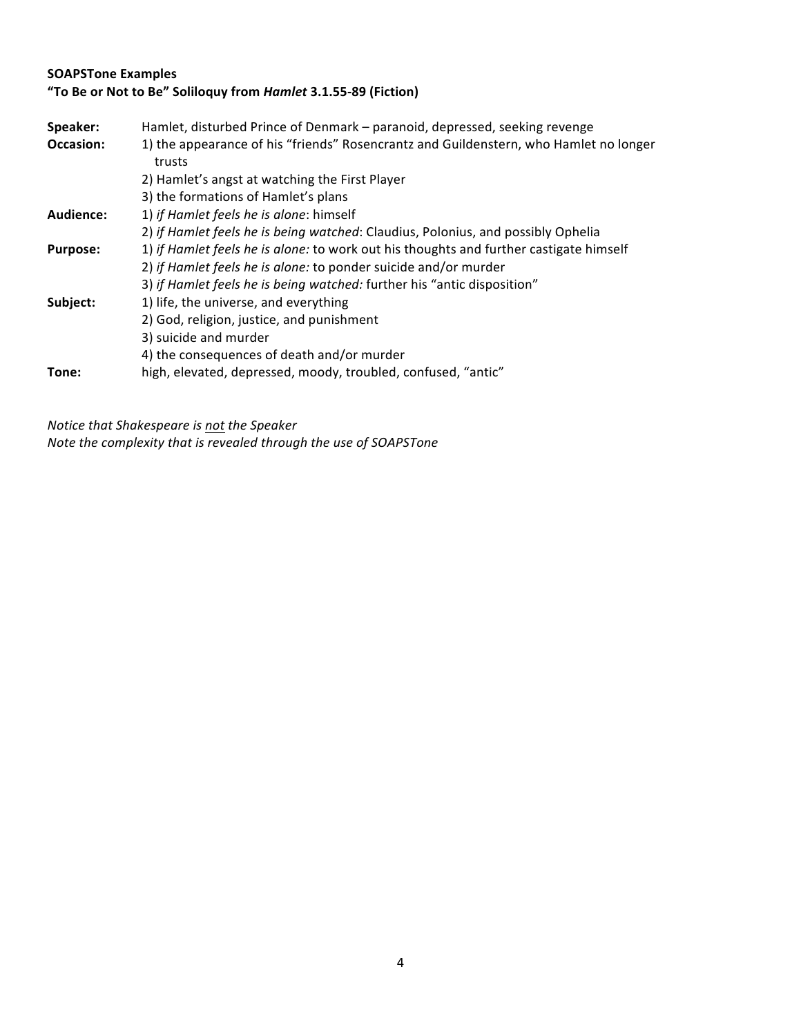**SOAPSTone Examples**
**"To Be or Not to Be" Soliloquy from *Hamlet* 3.1.55-89 (Fiction)**

| | |
|---|---|
| **Speaker:** | Hamlet, disturbed Prince of Denmark – paranoid, depressed, seeking revenge |
| **Occasion:** | 1) the appearance of his "friends" Rosencrantz and Guildenstern, who Hamlet no longer trusts |
| | 2) Hamlet's angst at watching the First Player |
| | 3) the formations of Hamlet's plans |
| **Audience:** | 1) *if Hamlet feels he is alone*: himself |
| | 2) *if Hamlet feels he is being watched*: Claudius, Polonius, and possibly Ophelia |
| **Purpose:** | 1) *if Hamlet feels he is alone:* to work out his thoughts and further castigate himself |
| | 2) *if Hamlet feels he is alone:* to ponder suicide and/or murder |
| | 3) *if Hamlet feels he is being watched:* further his "antic disposition" |
| **Subject:** | 1) life, the universe, and everything |
| | 2) God, religion, justice, and punishment |
| | 3) suicide and murder |
| | 4) the consequences of death and/or murder |
| **Tone:** | high, elevated, depressed, moody, troubled, confused, "antic" |

*Notice that Shakespeare is <u>not</u> the Speaker*
*Note the complexity that is revealed through the use of SOAPSTone*